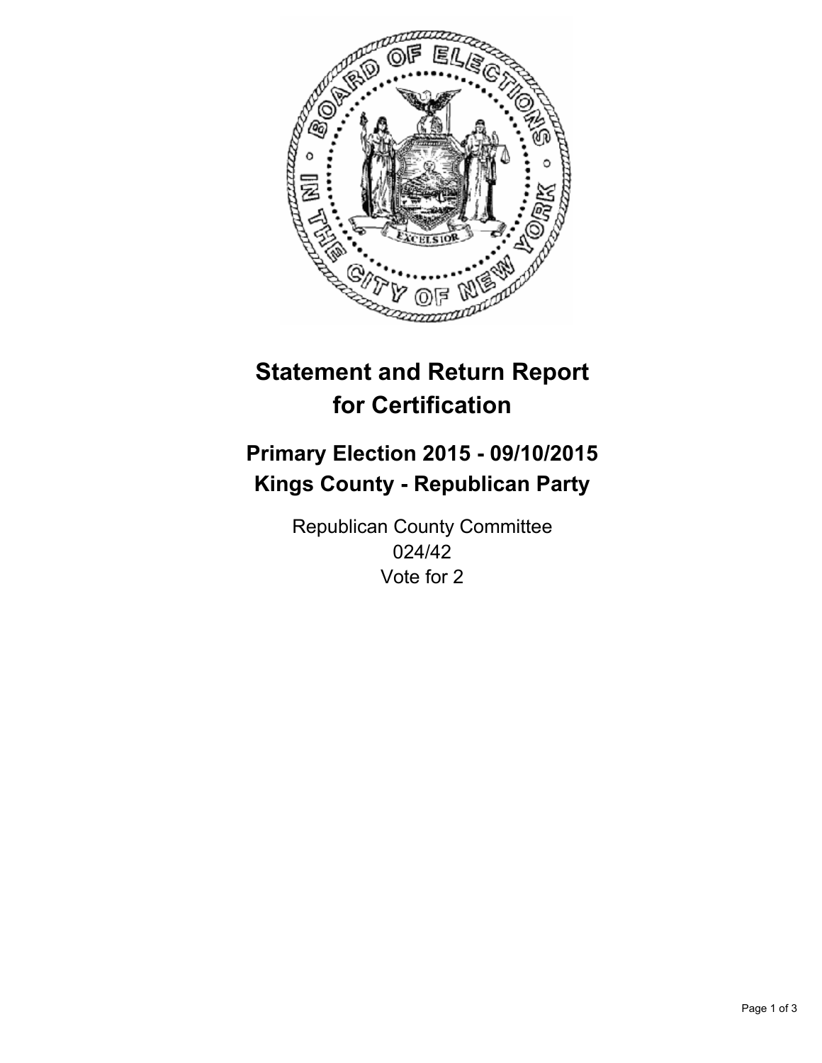# Statement and Return Report for Certification

## Primary Election 2015 - 09/10/2015
## Kings County - Republican Party

Republican County Committee
024/42
Vote for 2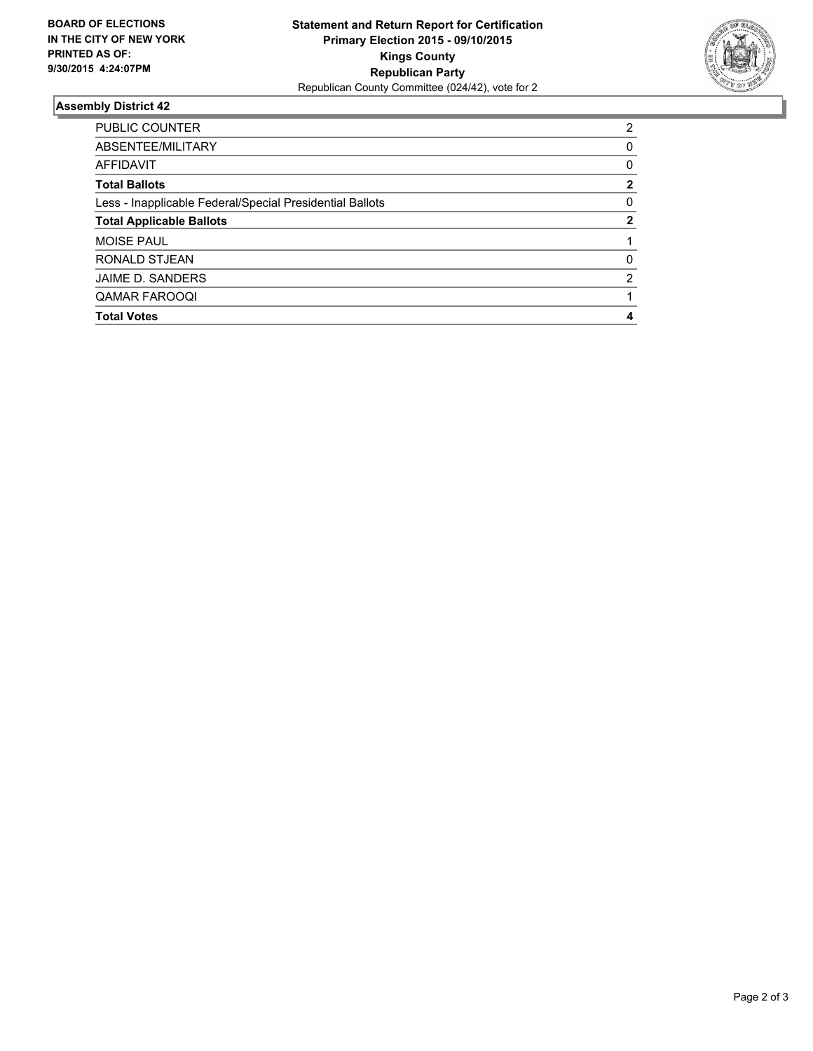**BOARD OF ELECTIONS IN THE CITY OF NEW YORK PRINTED AS OF: 9/30/2015 4:24:07PM**

**Statement and Return Report for Certification**
**Primary Election 2015 - 09/10/2015**
**Kings County**
**Republican Party**
Republican County Committee (024/42), vote for 2

## Assembly District 42

| | |
|---|---|
| PUBLIC COUNTER | 2 |
| ABSENTEE/MILITARY | 0 |
| AFFIDAVIT | 0 |
| **Total Ballots** | **2** |
| Less - Inapplicable Federal/Special Presidential Ballots | 0 |
| **Total Applicable Ballots** | **2** |
| MOISE PAUL | 1 |
| RONALD STJEAN | 0 |
| JAIME D. SANDERS | 2 |
| QAMAR FAROOQI | 1 |
| **Total Votes** | **4** |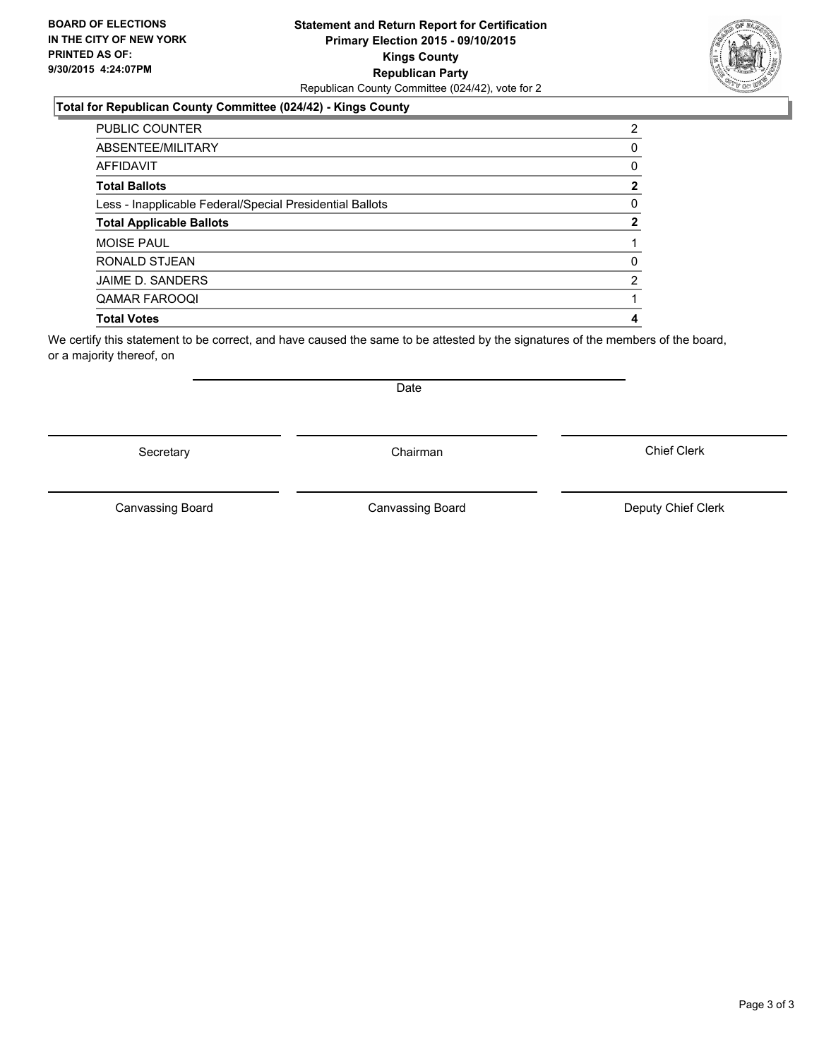**BOARD OF ELECTIONS IN THE CITY OF NEW YORK PRINTED AS OF: 9/30/2015 4:24:07PM**

**Statement and Return Report for Certification**
**Primary Election 2015 - 09/10/2015**
**Kings County**
**Republican Party**
Republican County Committee (024/42), vote for 2

### Total for Republican County Committee (024/42) - Kings County

| | |
|---|---|
| PUBLIC COUNTER | 2 |
| ABSENTEE/MILITARY | 0 |
| AFFIDAVIT | 0 |
| **Total Ballots** | **2** |
| Less - Inapplicable Federal/Special Presidential Ballots | 0 |
| **Total Applicable Ballots** | **2** |
| MOISE PAUL | 1 |
| RONALD STJEAN | 0 |
| JAIME D. SANDERS | 2 |
| QAMAR FAROOQI | 1 |
| **Total Votes** | **4** |

We certify this statement to be correct, and have caused the same to be attested by the signatures of the members of the board, or a majority thereof, on

Date

Secretary

Chairman

Chief Clerk

Canvassing Board

Canvassing Board

Deputy Chief Clerk